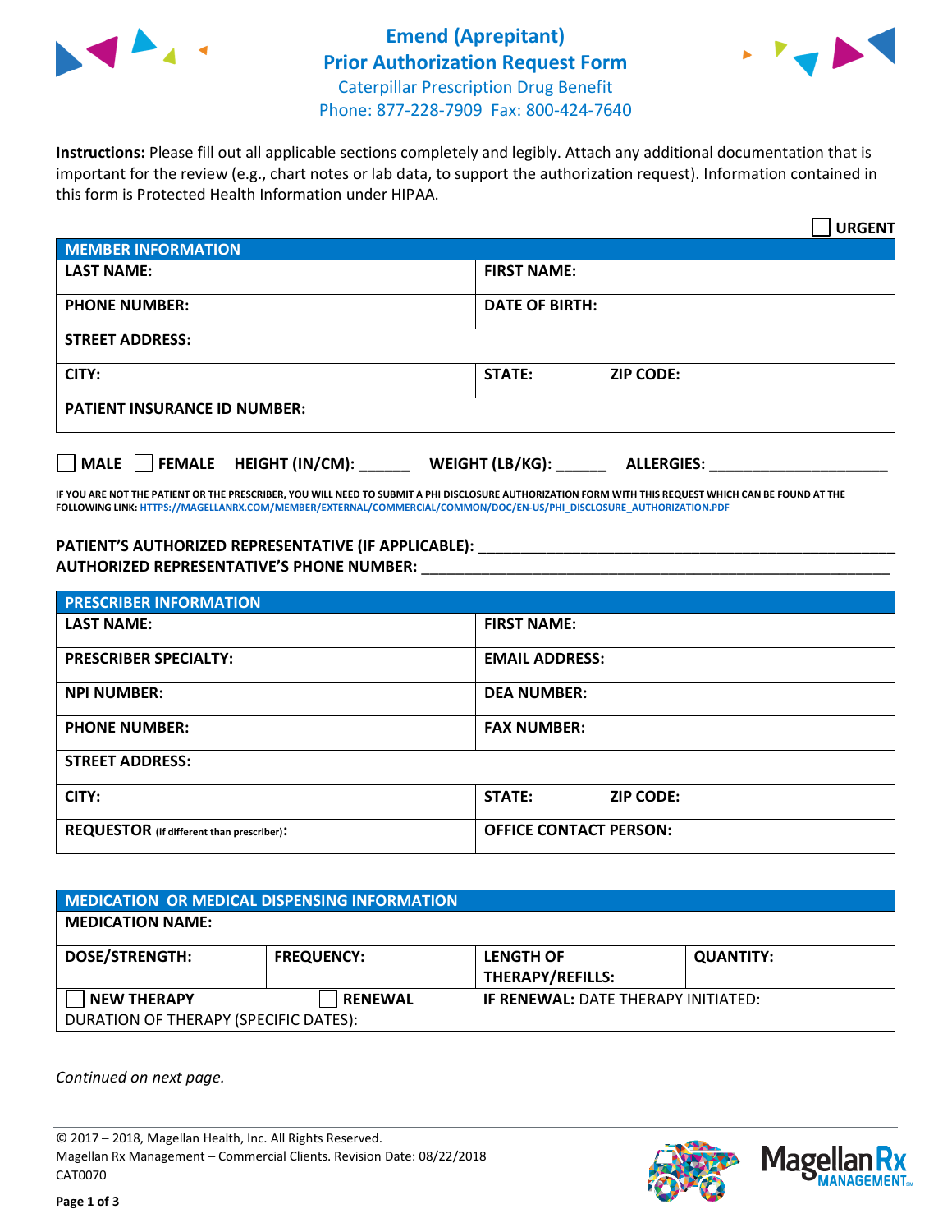# Emend (Aprepitant)
## Prior Authorization Request Form
Caterpillar Prescription Drug Benefit
Phone: 877-228-7909 Fax: 800-424-7640

**Instructions:** Please fill out all applicable sections completely and legibly. Attach any additional documentation that is important for the review (e.g., chart notes or lab data, to support the authorization request). Information contained in this form is Protected Health Information under HIPAA.

☐ **URGENT**

| **MEMBER INFORMATION** | |
|---|---|
| **LAST NAME:** | **FIRST NAME:** |
| **PHONE NUMBER:** | **DATE OF BIRTH:** |
| **STREET ADDRESS:** | |
| **CITY:** | **STATE:** **ZIP CODE:** |
| **PATIENT INSURANCE ID NUMBER:** | |

☐ **MALE** ☐ **FEMALE** **HEIGHT (IN/CM):** ______ **WEIGHT (LB/KG):** ______ **ALLERGIES:** ____________________

**IF YOU ARE NOT THE PATIENT OR THE PRESCRIBER, YOU WILL NEED TO SUBMIT A PHI DISCLOSURE AUTHORIZATION FORM WITH THIS REQUEST WHICH CAN BE FOUND AT THE FOLLOWING LINK: HTTPS://MAGELLANRX.COM/MEMBER/EXTERNAL/COMMERCIAL/COMMON/DOC/EN-US/PHI_DISCLOSURE_AUTHORIZATION.PDF**

**PATIENT'S AUTHORIZED REPRESENTATIVE (IF APPLICABLE):** ____________________________________________
**AUTHORIZED REPRESENTATIVE'S PHONE NUMBER:** ____________________________________________

| **PRESCRIBER INFORMATION** | |
|---|---|
| **LAST NAME:** | **FIRST NAME:** |
| **PRESCRIBER SPECIALTY:** | **EMAIL ADDRESS:** |
| **NPI NUMBER:** | **DEA NUMBER:** |
| **PHONE NUMBER:** | **FAX NUMBER:** |
| **STREET ADDRESS:** | |
| **CITY:** | **STATE:** **ZIP CODE:** |
| **REQUESTOR** (if different than prescriber)**:** | **OFFICE CONTACT PERSON:** |

| **MEDICATION OR MEDICAL DISPENSING INFORMATION** | | | |
|---|---|---|---|
| **MEDICATION NAME:** | | | |
| **DOSE/STRENGTH:** | **FREQUENCY:** | **LENGTH OF THERAPY/REFILLS:** | **QUANTITY:** |
| ☐ **NEW THERAPY** | ☐ **RENEWAL** | **IF RENEWAL:** DATE THERAPY INITIATED: | |
| DURATION OF THERAPY (SPECIFIC DATES): | | | |

*Continued on next page.*

© 2017 – 2018, Magellan Health, Inc. All Rights Reserved.
Magellan Rx Management – Commercial Clients. Revision Date: 08/22/2018
CAT0070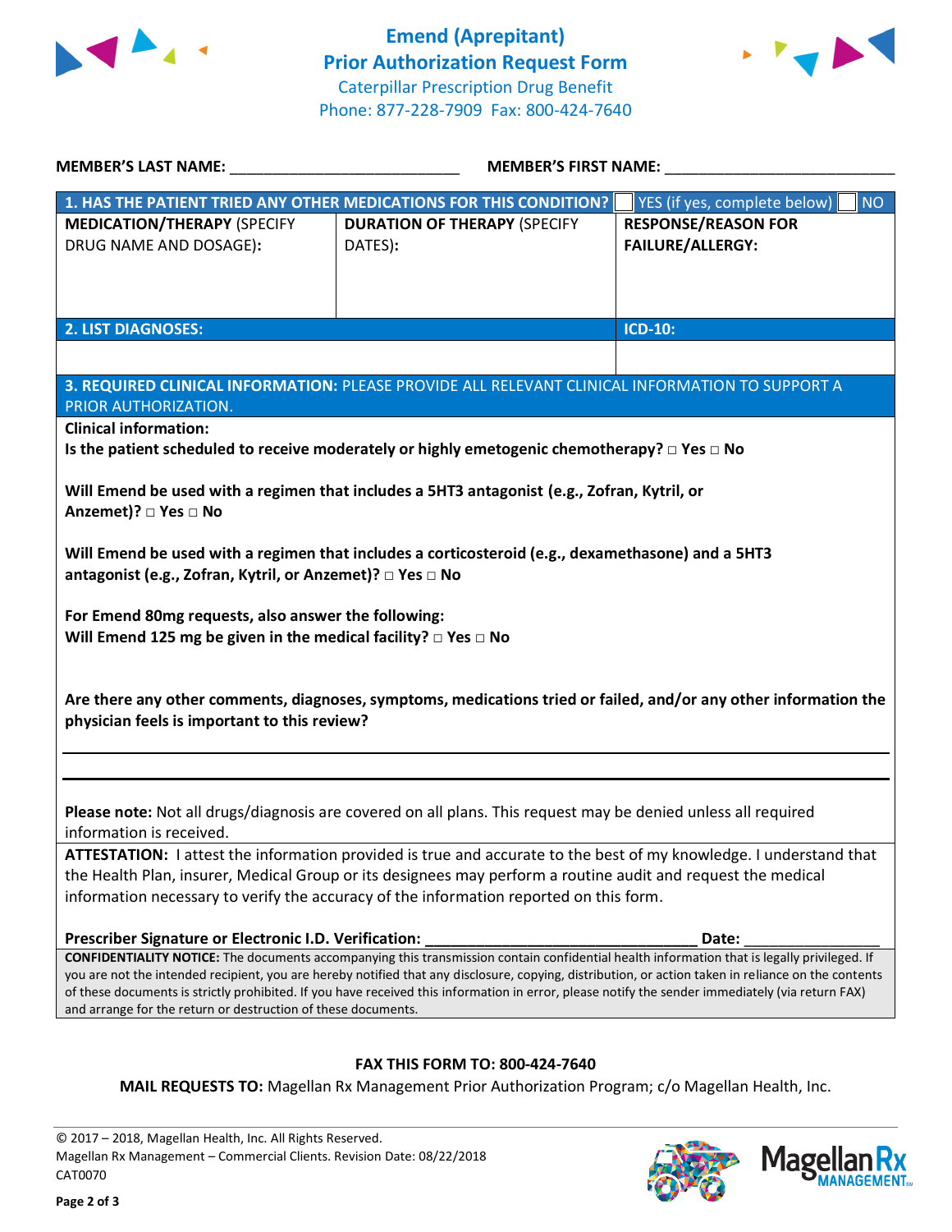# Emend (Aprepitant) Prior Authorization Request Form

Caterpillar Prescription Drug Benefit
Phone: 877-228-7909 Fax: 800-424-7640

**MEMBER'S LAST NAME:** ___________________________ **MEMBER'S FIRST NAME:** ___________________________

| **1. HAS THE PATIENT TRIED ANY OTHER MEDICATIONS FOR THIS CONDITION?** | | ☐ YES (if yes, complete below) ☐ NO |
|---|---|---|
| **MEDICATION/THERAPY** (SPECIFY DRUG NAME AND DOSAGE): | **DURATION OF THERAPY** (SPECIFY DATES): | **RESPONSE/REASON FOR FAILURE/ALLERGY:** |
| | | |

| **2. LIST DIAGNOSES:** | **ICD-10:** |
|---|---|
| | |

**3. REQUIRED CLINICAL INFORMATION:** PLEASE PROVIDE ALL RELEVANT CLINICAL INFORMATION TO SUPPORT A PRIOR AUTHORIZATION.

**Clinical information:**

**Is the patient scheduled to receive moderately or highly emetogenic chemotherapy? □ Yes □ No**

**Will Emend be used with a regimen that includes a 5HT3 antagonist (e.g., Zofran, Kytril, or Anzemet)? □ Yes □ No**

**Will Emend be used with a regimen that includes a corticosteroid (e.g., dexamethasone) and a 5HT3 antagonist (e.g., Zofran, Kytril, or Anzemet)? □ Yes □ No**

**For Emend 80mg requests, also answer the following:**
**Will Emend 125 mg be given in the medical facility? □ Yes □ No**

**Are there any other comments, diagnoses, symptoms, medications tried or failed, and/or any other information the physician feels is important to this review?**

___________________________________________________________________________

___________________________________________________________________________

**Please note:** Not all drugs/diagnosis are covered on all plans. This request may be denied unless all required information is received.

**ATTESTATION:** I attest the information provided is true and accurate to the best of my knowledge. I understand that the Health Plan, insurer, Medical Group or its designees may perform a routine audit and request the medical information necessary to verify the accuracy of the information reported on this form.

**Prescriber Signature or Electronic I.D. Verification:** _________________________________ **Date:** ________________

**CONFIDENTIALITY NOTICE:** The documents accompanying this transmission contain confidential health information that is legally privileged. If you are not the intended recipient, you are hereby notified that any disclosure, copying, distribution, or action taken in reliance on the contents of these documents is strictly prohibited. If you have received this information in error, please notify the sender immediately (via return FAX) and arrange for the return or destruction of these documents.

**FAX THIS FORM TO: 800-424-7640**

**MAIL REQUESTS TO:** Magellan Rx Management Prior Authorization Program; c/o Magellan Health, Inc.

© 2017 – 2018, Magellan Health, Inc. All Rights Reserved.
Magellan Rx Management – Commercial Clients. Revision Date: 08/22/2018
CAT0070